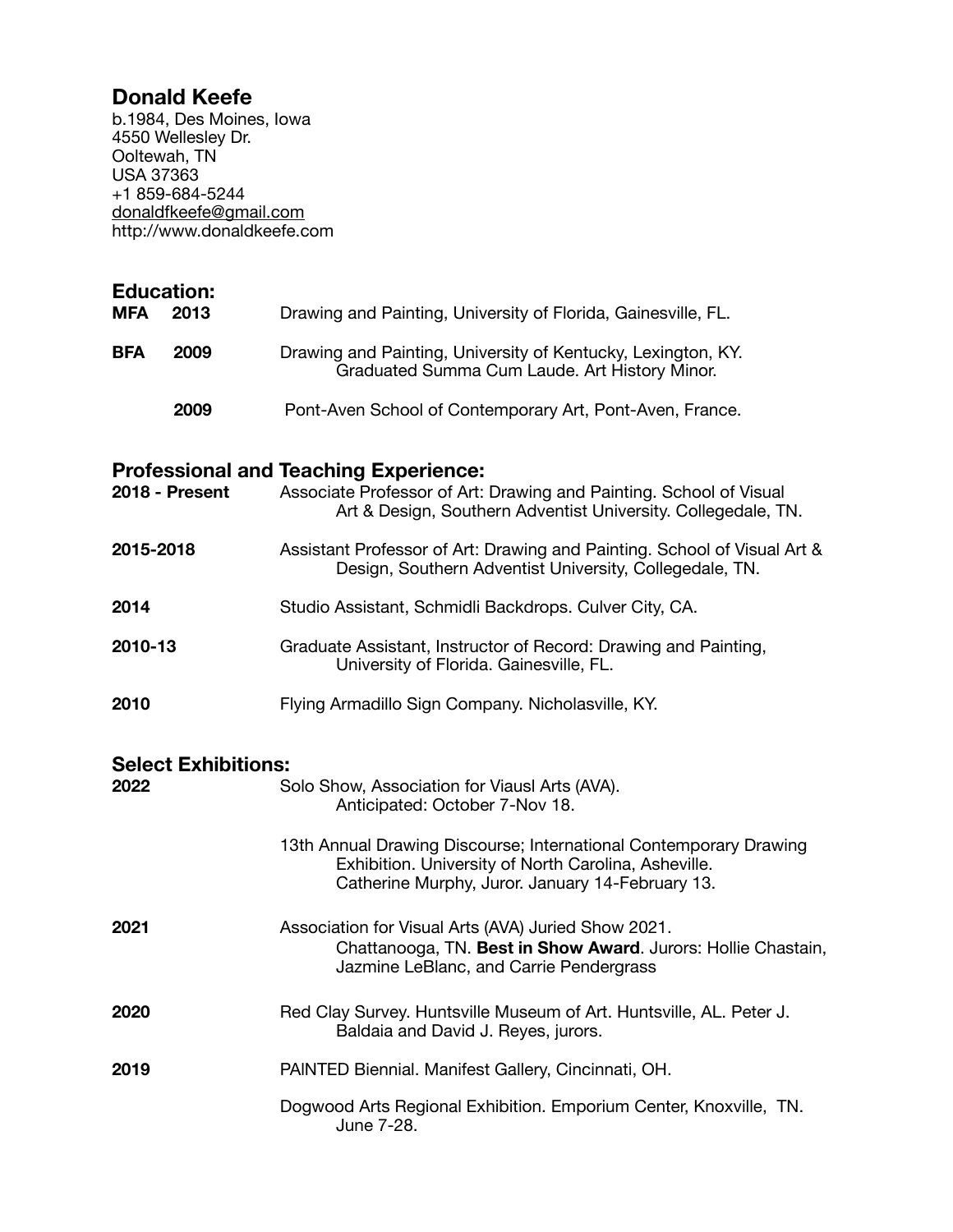# Donald Keefe

b.1984, Des Moines, Iowa
4550 Wellesley Dr.
Ooltewah, TN
USA 37363
+1 859-684-5244
donaldfkeefe@gmail.com
http://www.donaldkeefe.com

## Education:

**MFA 2013** Drawing and Painting, University of Florida, Gainesville, FL.

**BFA 2009** Drawing and Painting, University of Kentucky, Lexington, KY. Graduated Summa Cum Laude. Art History Minor.

**2009** Pont-Aven School of Contemporary Art, Pont-Aven, France.

## Professional and Teaching Experience:

**2018 - Present** Associate Professor of Art: Drawing and Painting. School of Visual Art & Design, Southern Adventist University. Collegedale, TN.

**2015-2018** Assistant Professor of Art: Drawing and Painting. School of Visual Art & Design, Southern Adventist University, Collegedale, TN.

**2014** Studio Assistant, Schmidli Backdrops. Culver City, CA.

**2010-13** Graduate Assistant, Instructor of Record: Drawing and Painting, University of Florida. Gainesville, FL.

**2010** Flying Armadillo Sign Company. Nicholasville, KY.

## Select Exhibitions:

**2022** Solo Show, Association for Viausl Arts (AVA). Anticipated: October 7-Nov 18.

13th Annual Drawing Discourse; International Contemporary Drawing Exhibition. University of North Carolina, Asheville. Catherine Murphy, Juror. January 14-February 13.

**2021** Association for Visual Arts (AVA) Juried Show 2021. Chattanooga, TN. **Best in Show Award**. Jurors: Hollie Chastain, Jazmine LeBlanc, and Carrie Pendergrass

**2020** Red Clay Survey. Huntsville Museum of Art. Huntsville, AL. Peter J. Baldaia and David J. Reyes, jurors.

**2019** PAINTED Biennial. Manifest Gallery, Cincinnati, OH.

Dogwood Arts Regional Exhibition. Emporium Center, Knoxville, TN. June 7-28.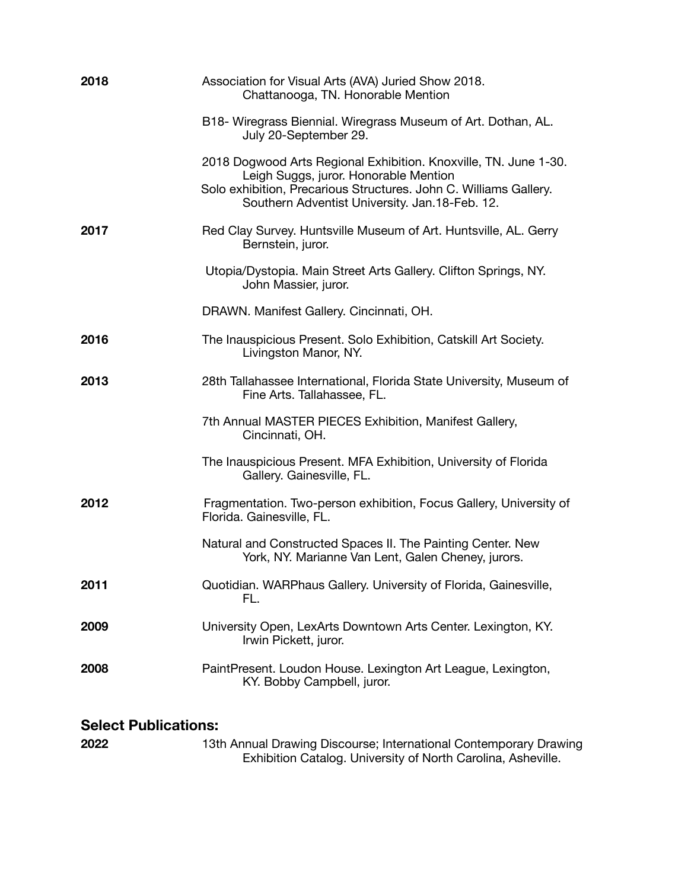**2018**

Association for Visual Arts (AVA) Juried Show 2018. Chattanooga, TN. Honorable Mention

B18- Wiregrass Biennial. Wiregrass Museum of Art. Dothan, AL. July 20-September 29.

2018 Dogwood Arts Regional Exhibition. Knoxville, TN. June 1-30. Leigh Suggs, juror. Honorable Mention

Solo exhibition, Precarious Structures. John C. Williams Gallery. Southern Adventist University. Jan.18-Feb. 12.

**2017**

Red Clay Survey. Huntsville Museum of Art. Huntsville, AL. Gerry Bernstein, juror.

Utopia/Dystopia. Main Street Arts Gallery. Clifton Springs, NY. John Massier, juror.

DRAWN. Manifest Gallery. Cincinnati, OH.

**2016**

The Inauspicious Present. Solo Exhibition, Catskill Art Society. Livingston Manor, NY.

**2013**

28th Tallahassee International, Florida State University, Museum of Fine Arts. Tallahassee, FL.

7th Annual MASTER PIECES Exhibition, Manifest Gallery, Cincinnati, OH.

The Inauspicious Present. MFA Exhibition, University of Florida Gallery. Gainesville, FL.

**2012**

Fragmentation. Two-person exhibition, Focus Gallery, University of Florida. Gainesville, FL.

Natural and Constructed Spaces II. The Painting Center. New York, NY. Marianne Van Lent, Galen Cheney, jurors.

**2011**

Quotidian. WARPhaus Gallery. University of Florida, Gainesville, FL.

**2009**

University Open, LexArts Downtown Arts Center. Lexington, KY. Irwin Pickett, juror.

**2008**

PaintPresent. Loudon House. Lexington Art League, Lexington, KY. Bobby Campbell, juror.

## Select Publications:

**2022**

13th Annual Drawing Discourse; International Contemporary Drawing Exhibition Catalog. University of North Carolina, Asheville.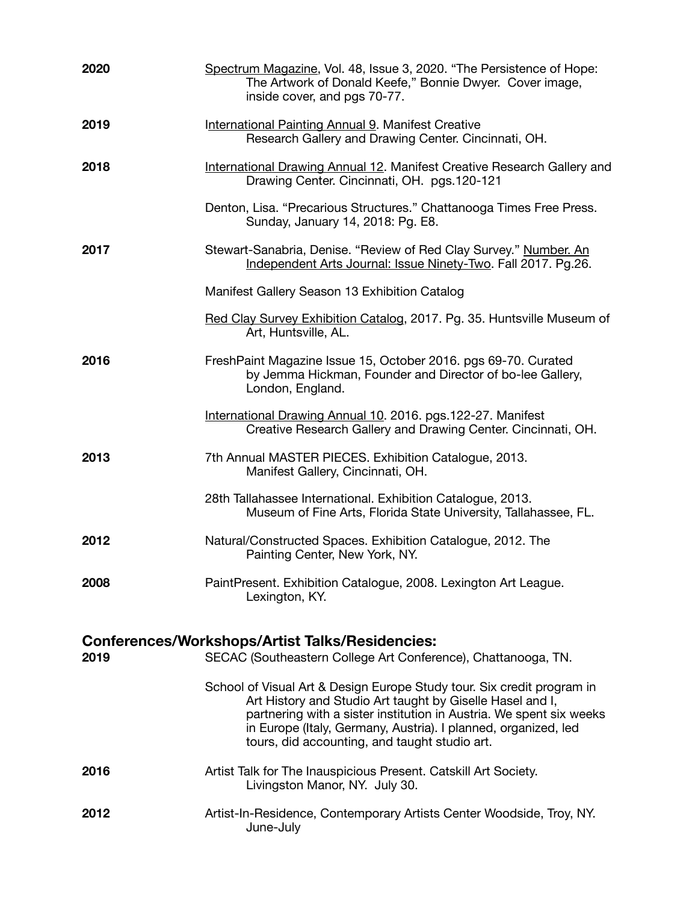**2020** Spectrum Magazine, Vol. 48, Issue 3, 2020. "The Persistence of Hope: The Artwork of Donald Keefe," Bonnie Dwyer. Cover image, inside cover, and pgs 70-77.

**2019** International Painting Annual 9. Manifest Creative Research Gallery and Drawing Center. Cincinnati, OH.

**2018** International Drawing Annual 12. Manifest Creative Research Gallery and Drawing Center. Cincinnati, OH. pgs.120-121

Denton, Lisa. "Precarious Structures." Chattanooga Times Free Press. Sunday, January 14, 2018: Pg. E8.

**2017** Stewart-Sanabria, Denise. "Review of Red Clay Survey." Number. An Independent Arts Journal: Issue Ninety-Two. Fall 2017. Pg.26.

Manifest Gallery Season 13 Exhibition Catalog

Red Clay Survey Exhibition Catalog, 2017. Pg. 35. Huntsville Museum of Art, Huntsville, AL.

**2016** FreshPaint Magazine Issue 15, October 2016. pgs 69-70. Curated by Jemma Hickman, Founder and Director of bo-lee Gallery, London, England.

International Drawing Annual 10. 2016. pgs.122-27. Manifest Creative Research Gallery and Drawing Center. Cincinnati, OH.

**2013** 7th Annual MASTER PIECES. Exhibition Catalogue, 2013. Manifest Gallery, Cincinnati, OH.

28th Tallahassee International. Exhibition Catalogue, 2013. Museum of Fine Arts, Florida State University, Tallahassee, FL.

**2012** Natural/Constructed Spaces. Exhibition Catalogue, 2012. The Painting Center, New York, NY.

**2008** PaintPresent. Exhibition Catalogue, 2008. Lexington Art League. Lexington, KY.

## Conferences/Workshops/Artist Talks/Residencies:

**2019** SECAC (Southeastern College Art Conference), Chattanooga, TN.

School of Visual Art & Design Europe Study tour. Six credit program in Art History and Studio Art taught by Giselle Hasel and I, partnering with a sister institution in Austria. We spent six weeks in Europe (Italy, Germany, Austria). I planned, organized, led tours, did accounting, and taught studio art.

**2016** Artist Talk for The Inauspicious Present. Catskill Art Society. Livingston Manor, NY. July 30.

**2012** Artist-In-Residence, Contemporary Artists Center Woodside, Troy, NY. June-July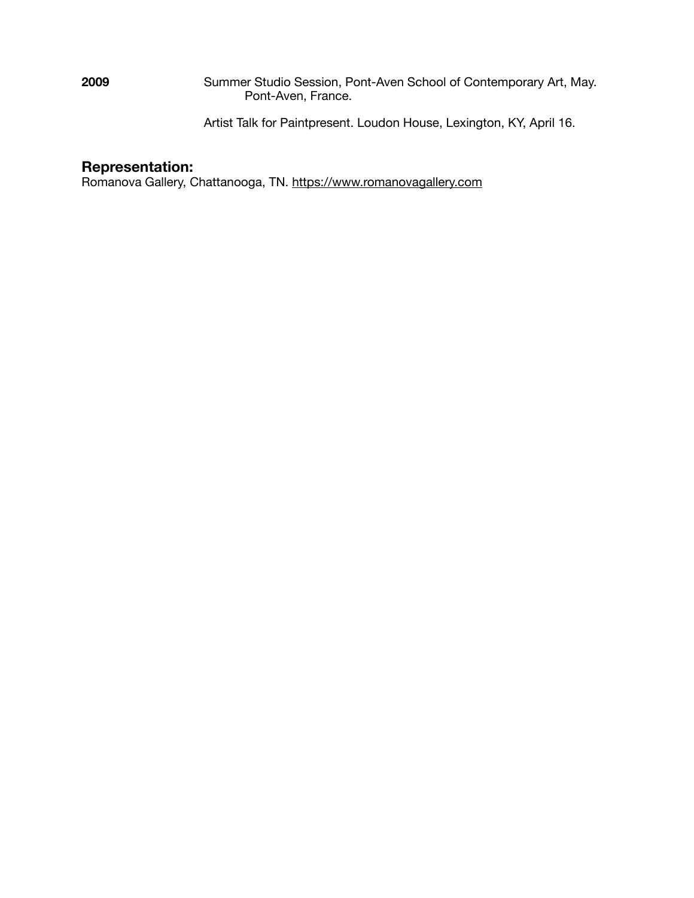**2009** Summer Studio Session, Pont-Aven School of Contemporary Art, May. Pont-Aven, France.

Artist Talk for Paintpresent. Loudon House, Lexington, KY, April 16.

## Representation:

Romanova Gallery, Chattanooga, TN. https://www.romanovagallery.com